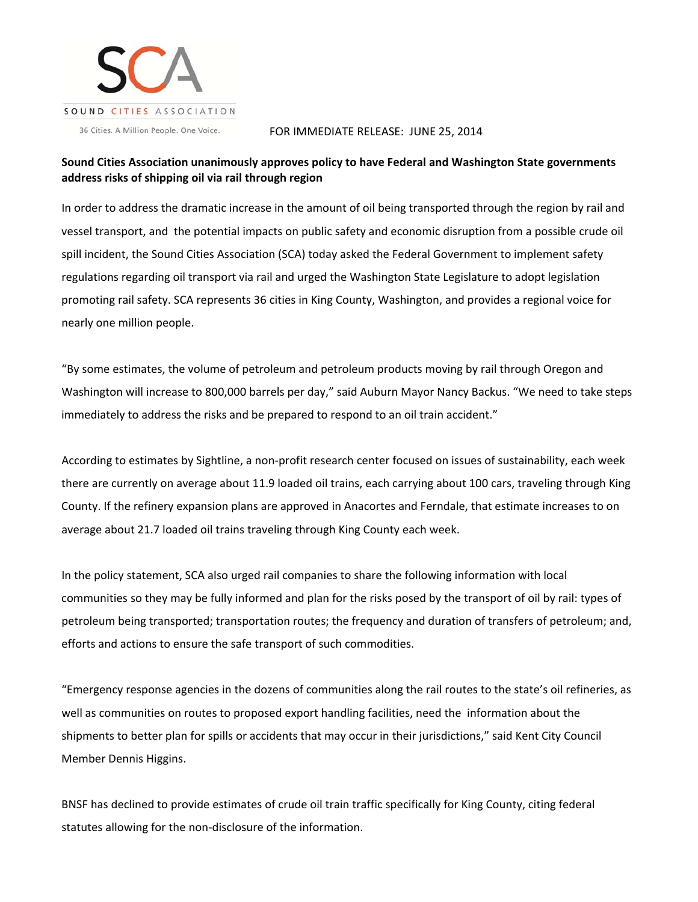SCA

SOUND CITIES ASSOCIATION

36 Cities. A Million People. One Voice.

FOR IMMEDIATE RELEASE: JUNE 25, 2014

**Sound Cities Association unanimously approves policy to have Federal and Washington State governments address risks of shipping oil via rail through region**

In order to address the dramatic increase in the amount of oil being transported through the region by rail and vessel transport, and the potential impacts on public safety and economic disruption from a possible crude oil spill incident, the Sound Cities Association (SCA) today asked the Federal Government to implement safety regulations regarding oil transport via rail and urged the Washington State Legislature to adopt legislation promoting rail safety. SCA represents 36 cities in King County, Washington, and provides a regional voice for nearly one million people.

"By some estimates, the volume of petroleum and petroleum products moving by rail through Oregon and Washington will increase to 800,000 barrels per day," said Auburn Mayor Nancy Backus. "We need to take steps immediately to address the risks and be prepared to respond to an oil train accident."

According to estimates by Sightline, a non-profit research center focused on issues of sustainability, each week there are currently on average about 11.9 loaded oil trains, each carrying about 100 cars, traveling through King County. If the refinery expansion plans are approved in Anacortes and Ferndale, that estimate increases to on average about 21.7 loaded oil trains traveling through King County each week.

In the policy statement, SCA also urged rail companies to share the following information with local communities so they may be fully informed and plan for the risks posed by the transport of oil by rail: types of petroleum being transported; transportation routes; the frequency and duration of transfers of petroleum; and, efforts and actions to ensure the safe transport of such commodities.

"Emergency response agencies in the dozens of communities along the rail routes to the state's oil refineries, as well as communities on routes to proposed export handling facilities, need the information about the shipments to better plan for spills or accidents that may occur in their jurisdictions," said Kent City Council Member Dennis Higgins.

BNSF has declined to provide estimates of crude oil train traffic specifically for King County, citing federal statutes allowing for the non-disclosure of the information.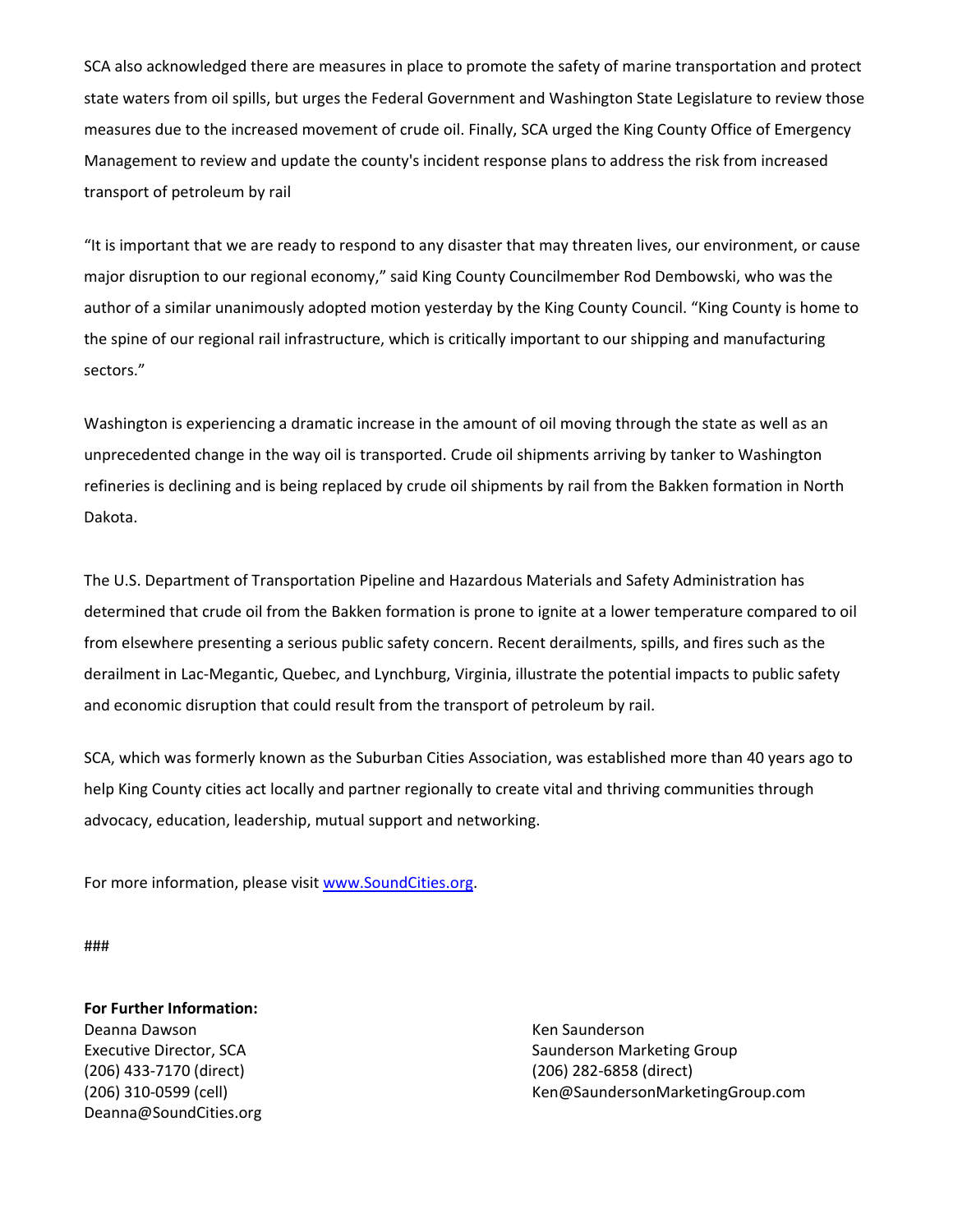SCA also acknowledged there are measures in place to promote the safety of marine transportation and protect state waters from oil spills, but urges the Federal Government and Washington State Legislature to review those measures due to the increased movement of crude oil. Finally, SCA urged the King County Office of Emergency Management to review and update the county's incident response plans to address the risk from increased transport of petroleum by rail

"It is important that we are ready to respond to any disaster that may threaten lives, our environment, or cause major disruption to our regional economy," said King County Councilmember Rod Dembowski, who was the author of a similar unanimously adopted motion yesterday by the King County Council. "King County is home to the spine of our regional rail infrastructure, which is critically important to our shipping and manufacturing sectors."

Washington is experiencing a dramatic increase in the amount of oil moving through the state as well as an unprecedented change in the way oil is transported. Crude oil shipments arriving by tanker to Washington refineries is declining and is being replaced by crude oil shipments by rail from the Bakken formation in North Dakota.

The U.S. Department of Transportation Pipeline and Hazardous Materials and Safety Administration has determined that crude oil from the Bakken formation is prone to ignite at a lower temperature compared to oil from elsewhere presenting a serious public safety concern. Recent derailments, spills, and fires such as the derailment in Lac-Megantic, Quebec, and Lynchburg, Virginia, illustrate the potential impacts to public safety and economic disruption that could result from the transport of petroleum by rail.

SCA, which was formerly known as the Suburban Cities Association, was established more than 40 years ago to help King County cities act locally and partner regionally to create vital and thriving communities through advocacy, education, leadership, mutual support and networking.

For more information, please visit www.SoundCities.org.

###

**For Further Information:**

Deanna Dawson
Executive Director, SCA
(206) 433-7170 (direct)
(206) 310-0599 (cell)
Deanna@SoundCities.org

Ken Saunderson
Saunderson Marketing Group
(206) 282-6858 (direct)
Ken@SaundersonMarketingGroup.com